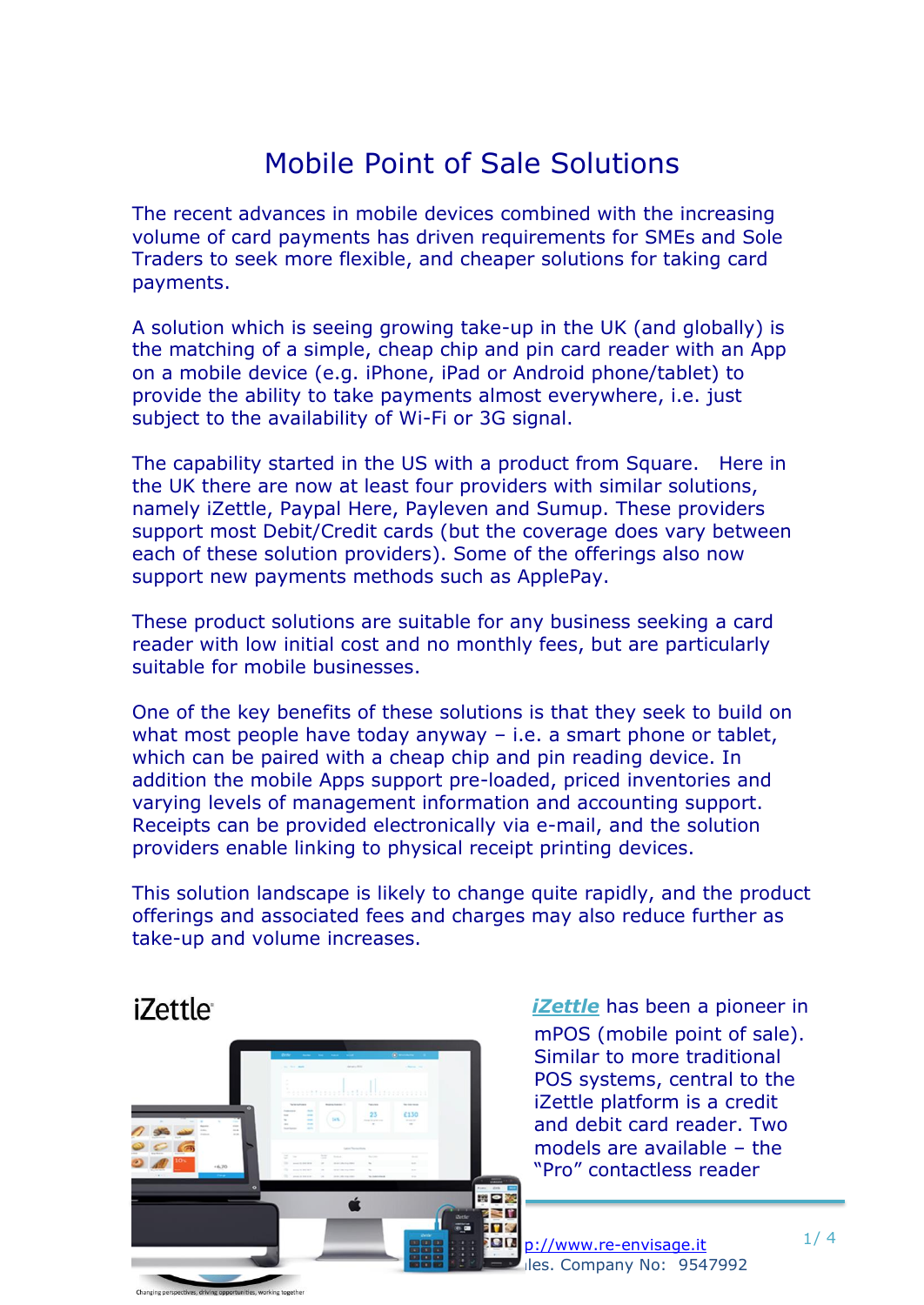# Mobile Point of Sale Solutions

The recent advances in mobile devices combined with the increasing volume of card payments has driven requirements for SMEs and Sole Traders to seek more flexible, and cheaper solutions for taking card payments.

A solution which is seeing growing take-up in the UK (and globally) is the matching of a simple, cheap chip and pin card reader with an App on a mobile device (e.g. iPhone, iPad or Android phone/tablet) to provide the ability to take payments almost everywhere, i.e. just subject to the availability of Wi-Fi or 3G signal.

The capability started in the US with a product from Square. Here in the UK there are now at least four providers with similar solutions, namely iZettle, Paypal Here, Payleven and Sumup. These providers support most Debit/Credit cards (but the coverage does vary between each of these solution providers). Some of the offerings also now support new payments methods such as ApplePay.

These product solutions are suitable for any business seeking a card reader with low initial cost and no monthly fees, but are particularly suitable for mobile businesses.

One of the key benefits of these solutions is that they seek to build on what most people have today anyway – i.e. a smart phone or tablet, which can be paired with a cheap chip and pin reading device. In addition the mobile Apps support pre-loaded, priced inventories and varying levels of management information and accounting support. Receipts can be provided electronically via e-mail, and the solution providers enable linking to physical receipt printing devices.

This solution landscape is likely to change quite rapidly, and the product offerings and associated fees and charges may also reduce further as take-up and volume increases.

iZettle

***iZettle*** has been a pioneer in mPOS (mobile point of sale). Similar to more traditional POS systems, central to the iZettle platform is a credit and debit card reader. Two models are available – the "Pro" contactless reader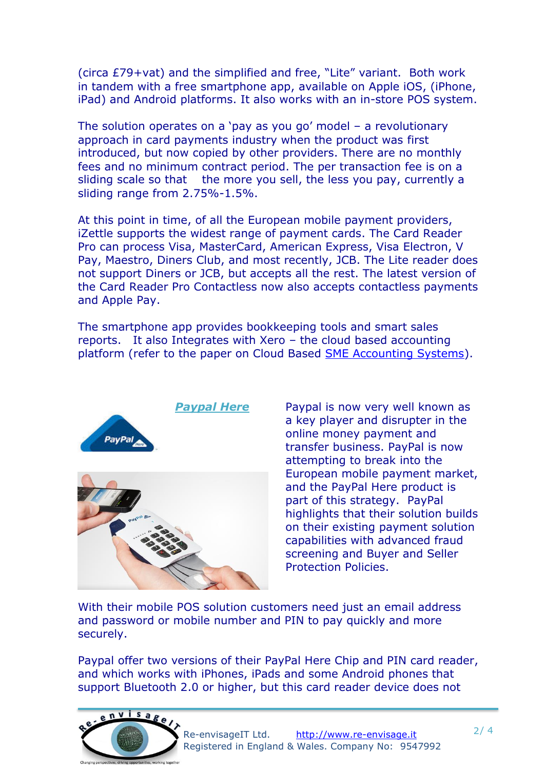(circa £79+vat) and the simplified and free, "Lite" variant. Both work in tandem with a free smartphone app, available on Apple iOS, (iPhone, iPad) and Android platforms. It also works with an in-store POS system.

The solution operates on a 'pay as you go' model – a revolutionary approach in card payments industry when the product was first introduced, but now copied by other providers. There are no monthly fees and no minimum contract period. The per transaction fee is on a sliding scale so that the more you sell, the less you pay, currently a sliding range from 2.75%-1.5%.

At this point in time, of all the European mobile payment providers, iZettle supports the widest range of payment cards. The Card Reader Pro can process Visa, MasterCard, American Express, Visa Electron, V Pay, Maestro, Diners Club, and most recently, JCB. The Lite reader does not support Diners or JCB, but accepts all the rest. The latest version of the Card Reader Pro Contactless now also accepts contactless payments and Apple Pay.

The smartphone app provides bookkeeping tools and smart sales reports. It also Integrates with Xero – the cloud based accounting platform (refer to the paper on Cloud Based [SME Accounting Systems]).

### [*Paypal Here*]

Paypal is now very well known as a key player and disrupter in the online money payment and transfer business. PayPal is now attempting to break into the European mobile payment market, and the PayPal Here product is part of this strategy. PayPal highlights that their solution builds on their existing payment solution capabilities with advanced fraud screening and Buyer and Seller Protection Policies.

With their mobile POS solution customers need just an email address and password or mobile number and PIN to pay quickly and more securely.

Paypal offer two versions of their PayPal Here Chip and PIN card reader, and which works with iPhones, iPads and some Android phones that support Bluetooth 2.0 or higher, but this card reader device does not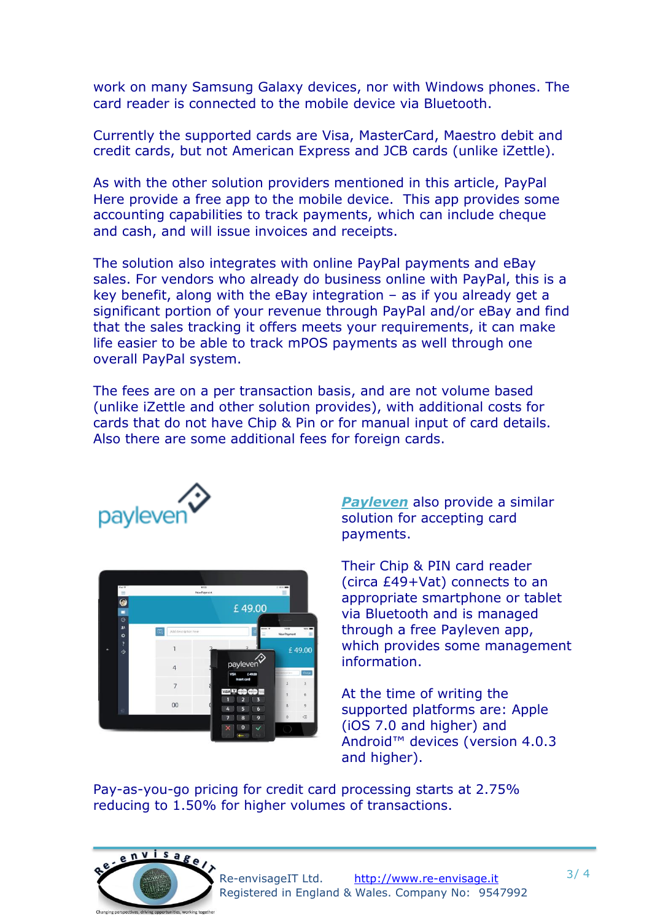work on many Samsung Galaxy devices, nor with Windows phones. The card reader is connected to the mobile device via Bluetooth.

Currently the supported cards are Visa, MasterCard, Maestro debit and credit cards, but not American Express and JCB cards (unlike iZettle).

As with the other solution providers mentioned in this article, PayPal Here provide a free app to the mobile device. This app provides some accounting capabilities to track payments, which can include cheque and cash, and will issue invoices and receipts.

The solution also integrates with online PayPal payments and eBay sales. For vendors who already do business online with PayPal, this is a key benefit, along with the eBay integration – as if you already get a significant portion of your revenue through PayPal and/or eBay and find that the sales tracking it offers meets your requirements, it can make life easier to be able to track mPOS payments as well through one overall PayPal system.

The fees are on a per transaction basis, and are not volume based (unlike iZettle and other solution provides), with additional costs for cards that do not have Chip & Pin or for manual input of card details. Also there are some additional fees for foreign cards.

***Payleven*** also provide a similar solution for accepting card payments.

Their Chip & PIN card reader (circa £49+Vat) connects to an appropriate smartphone or tablet via Bluetooth and is managed through a free Payleven app, which provides some management information.

At the time of writing the supported platforms are: Apple (iOS 7.0 and higher) and Android™ devices (version 4.0.3 and higher).

Pay-as-you-go pricing for credit card processing starts at 2.75% reducing to 1.50% for higher volumes of transactions.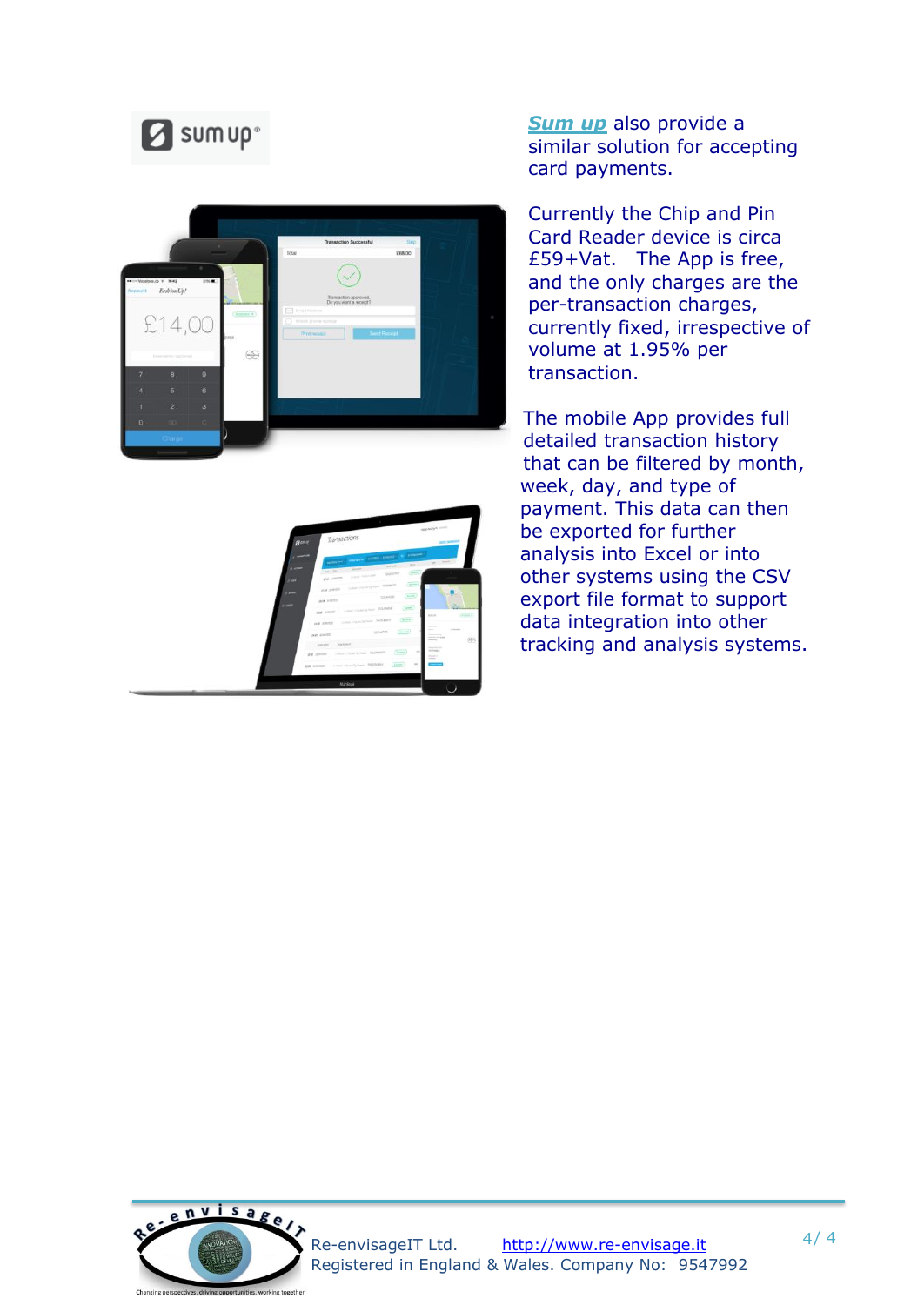[Sum up](#) also provide a similar solution for accepting card payments.

Currently the Chip and Pin Card Reader device is circa £59+Vat. The App is free, and the only charges are the per-transaction charges, currently fixed, irrespective of volume at 1.95% per transaction.

The mobile App provides full detailed transaction history that can be filtered by month, week, day, and type of payment. This data can then be exported for further analysis into Excel or into other systems using the CSV export file format to support data integration into other tracking and analysis systems.